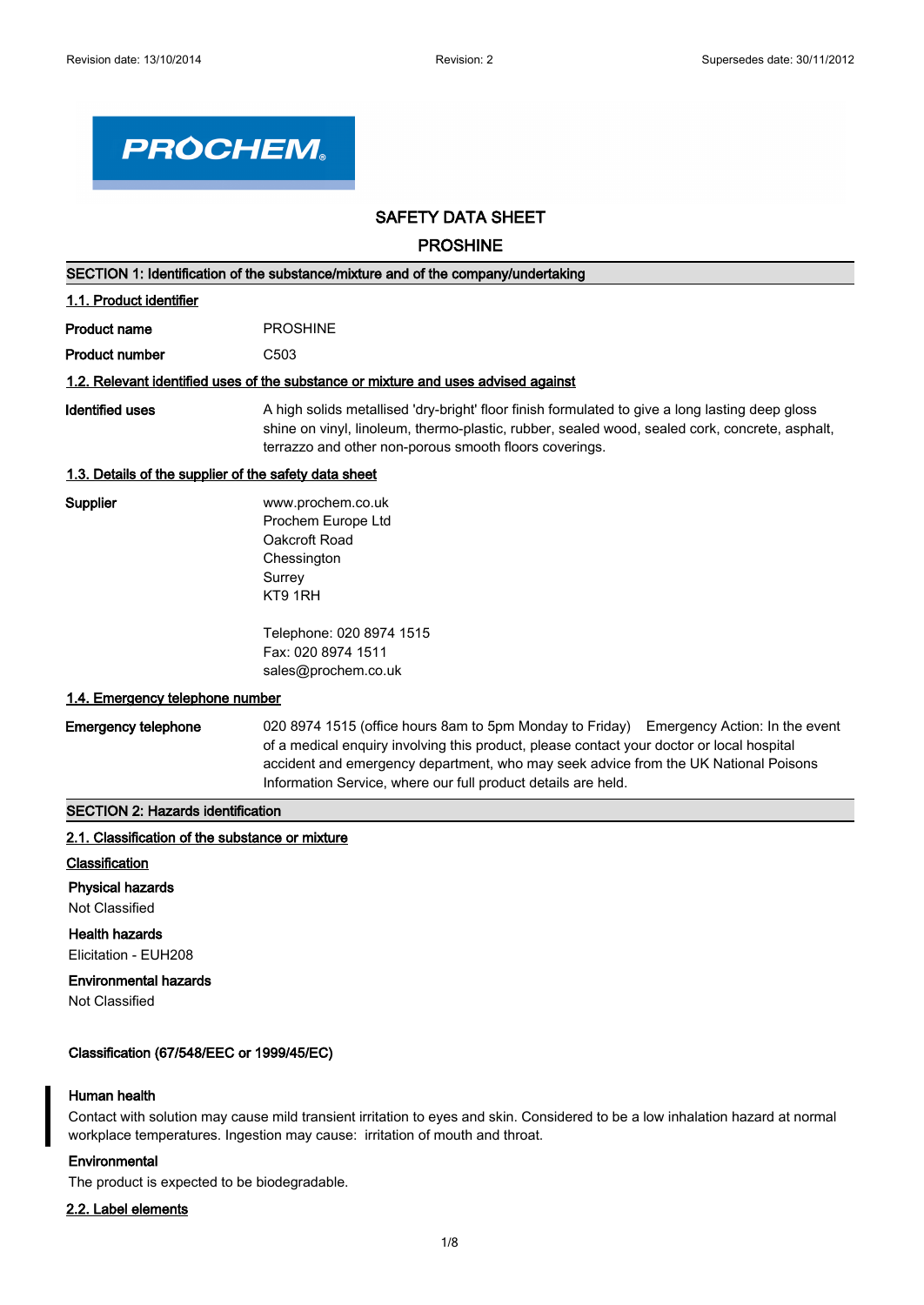Revision date: 13/10/2014 | Revision: 2 | Supersedes date: 30/11/2012

PROCHEM

# SAFETY DATA SHEET

# PROSHINE

## SECTION 1: Identification of the substance/mixture and of the company/undertaking

### 1.1. Product identifier

**Product name** PROSHINE

**Product number** C503

### 1.2. Relevant identified uses of the substance or mixture and uses advised against

**Identified uses** A high solids metallised 'dry-bright' floor finish formulated to give a long lasting deep gloss shine on vinyl, linoleum, thermo-plastic, rubber, sealed wood, sealed cork, concrete, asphalt, terrazzo and other non-porous smooth floors coverings.

### 1.3. Details of the supplier of the safety data sheet

**Supplier**

www.prochem.co.uk
Prochem Europe Ltd
Oakcroft Road
Chessington
Surrey
KT9 1RH

Telephone: 020 8974 1515
Fax: 020 8974 1511
sales@prochem.co.uk

### 1.4. Emergency telephone number

**Emergency telephone** 020 8974 1515 (office hours 8am to 5pm Monday to Friday) Emergency Action: In the event of a medical enquiry involving this product, please contact your doctor or local hospital accident and emergency department, who may seek advice from the UK National Poisons Information Service, where our full product details are held.

## SECTION 2: Hazards identification

### 2.1. Classification of the substance or mixture

**Classification**

**Physical hazards**

Not Classified

**Health hazards**

Elicitation - EUH208

**Environmental hazards**

Not Classified

**Classification (67/548/EEC or 1999/45/EC)**

**Human health**

Contact with solution may cause mild transient irritation to eyes and skin. Considered to be a low inhalation hazard at normal workplace temperatures. Ingestion may cause: irritation of mouth and throat.

**Environmental**

The product is expected to be biodegradable.

### 2.2. Label elements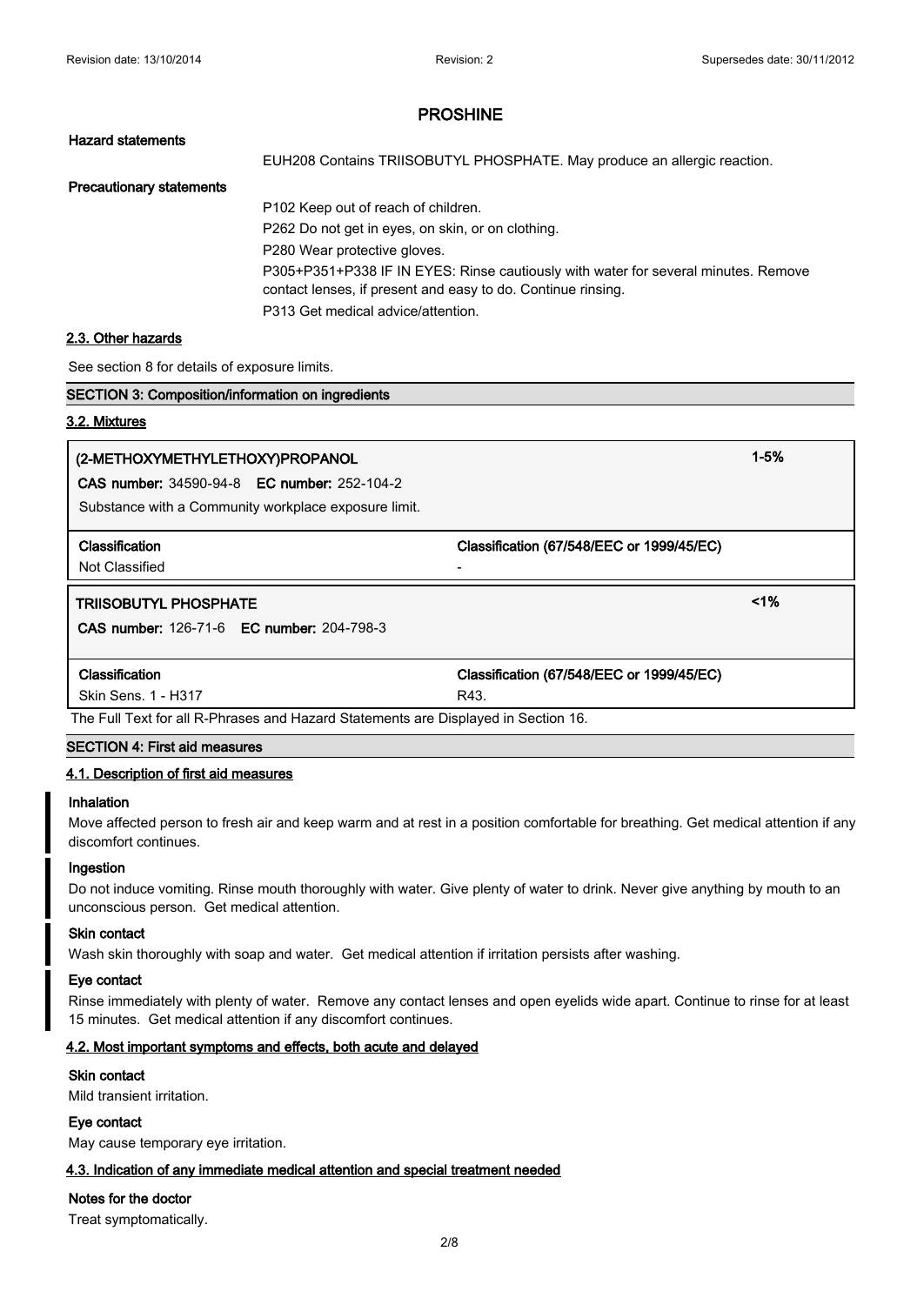**Hazard statements**

EUH208 Contains TRIISOBUTYL PHOSPHATE. May produce an allergic reaction.

**Precautionary statements**

P102 Keep out of reach of children.
P262 Do not get in eyes, on skin, or on clothing.
P280 Wear protective gloves.
P305+P351+P338 IF IN EYES: Rinse cautiously with water for several minutes. Remove contact lenses, if present and easy to do. Continue rinsing.
P313 Get medical advice/attention.

### 2.3. Other hazards

See section 8 for details of exposure limits.

## SECTION 3: Composition/information on ingredients

### 3.2. Mixtures

| **(2-METHOXYMETHYLETHOXY)PROPANOL** | **1-5%** |
|---|---|
| **CAS number:** 34590-94-8 **EC number:** 252-104-2 | |
| Substance with a Community workplace exposure limit. | |
| **Classification** | **Classification (67/548/EEC or 1999/45/EC)** |
| Not Classified | - |

| **TRIISOBUTYL PHOSPHATE** | **<1%** |
|---|---|
| **CAS number:** 126-71-6 **EC number:** 204-798-3 | |
| **Classification** | **Classification (67/548/EEC or 1999/45/EC)** |
| Skin Sens. 1 - H317 | R43. |

The Full Text for all R-Phrases and Hazard Statements are Displayed in Section 16.

## SECTION 4: First aid measures

### 4.1. Description of first aid measures

**Inhalation**

Move affected person to fresh air and keep warm and at rest in a position comfortable for breathing. Get medical attention if any discomfort continues.

**Ingestion**

Do not induce vomiting. Rinse mouth thoroughly with water. Give plenty of water to drink. Never give anything by mouth to an unconscious person. Get medical attention.

**Skin contact**

Wash skin thoroughly with soap and water. Get medical attention if irritation persists after washing.

**Eye contact**

Rinse immediately with plenty of water. Remove any contact lenses and open eyelids wide apart. Continue to rinse for at least 15 minutes. Get medical attention if any discomfort continues.

### 4.2. Most important symptoms and effects, both acute and delayed

**Skin contact**

Mild transient irritation.

**Eye contact**

May cause temporary eye irritation.

### 4.3. Indication of any immediate medical attention and special treatment needed

**Notes for the doctor**

Treat symptomatically.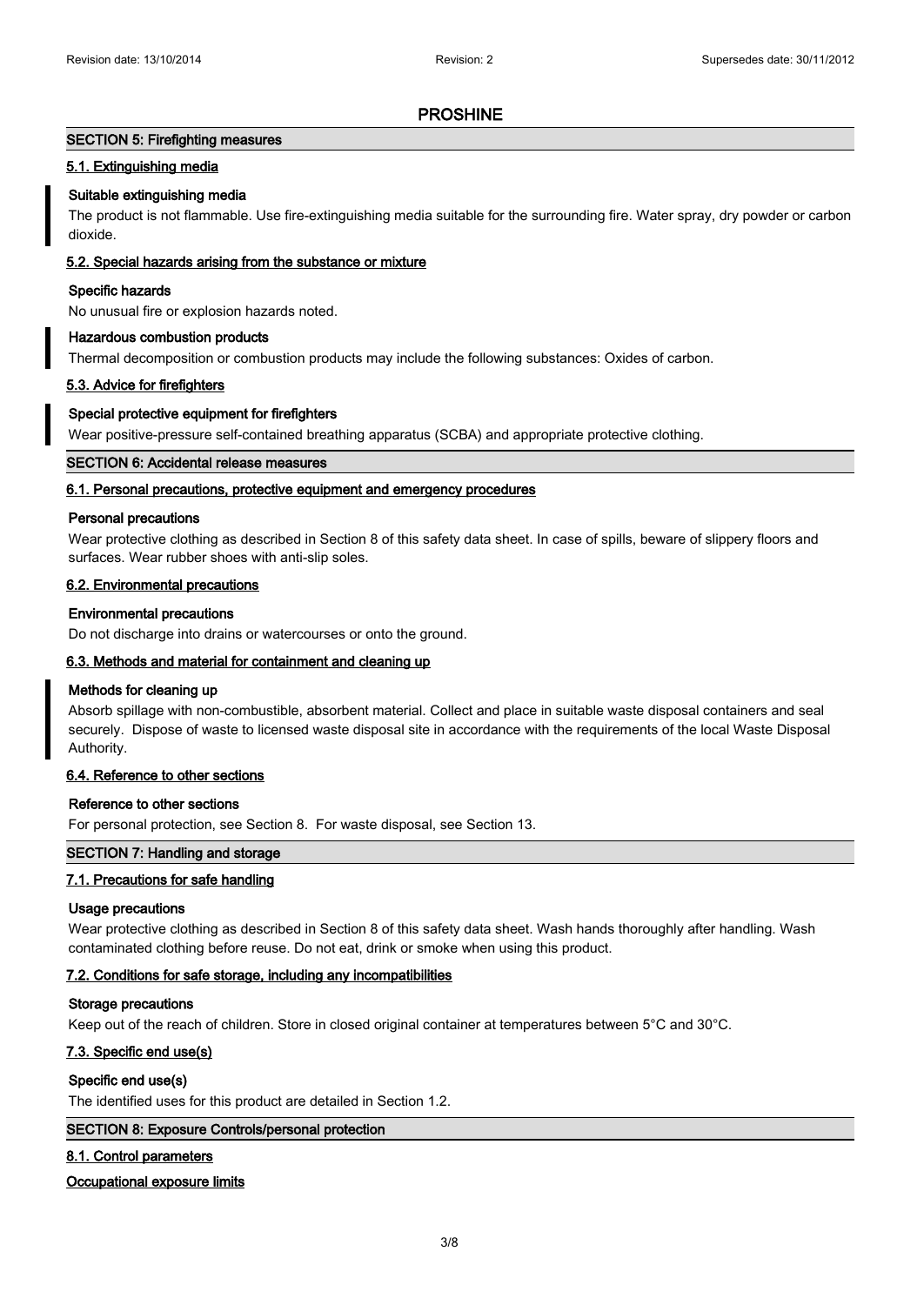# PROSHINE

## SECTION 5: Firefighting measures

### 5.1. Extinguishing media

**Suitable extinguishing media**

The product is not flammable. Use fire-extinguishing media suitable for the surrounding fire. Water spray, dry powder or carbon dioxide.

### 5.2. Special hazards arising from the substance or mixture

**Specific hazards**

No unusual fire or explosion hazards noted.

**Hazardous combustion products**

Thermal decomposition or combustion products may include the following substances: Oxides of carbon.

### 5.3. Advice for firefighters

**Special protective equipment for firefighters**

Wear positive-pressure self-contained breathing apparatus (SCBA) and appropriate protective clothing.

## SECTION 6: Accidental release measures

### 6.1. Personal precautions, protective equipment and emergency procedures

**Personal precautions**

Wear protective clothing as described in Section 8 of this safety data sheet. In case of spills, beware of slippery floors and surfaces. Wear rubber shoes with anti-slip soles.

### 6.2. Environmental precautions

**Environmental precautions**

Do not discharge into drains or watercourses or onto the ground.

### 6.3. Methods and material for containment and cleaning up

**Methods for cleaning up**

Absorb spillage with non-combustible, absorbent material. Collect and place in suitable waste disposal containers and seal securely. Dispose of waste to licensed waste disposal site in accordance with the requirements of the local Waste Disposal Authority.

### 6.4. Reference to other sections

**Reference to other sections**

For personal protection, see Section 8. For waste disposal, see Section 13.

## SECTION 7: Handling and storage

### 7.1. Precautions for safe handling

**Usage precautions**

Wear protective clothing as described in Section 8 of this safety data sheet. Wash hands thoroughly after handling. Wash contaminated clothing before reuse. Do not eat, drink or smoke when using this product.

### 7.2. Conditions for safe storage, including any incompatibilities

**Storage precautions**

Keep out of the reach of children. Store in closed original container at temperatures between 5°C and 30°C.

### 7.3. Specific end use(s)

**Specific end use(s)**

The identified uses for this product are detailed in Section 1.2.

## SECTION 8: Exposure Controls/personal protection

### 8.1. Control parameters

**Occupational exposure limits**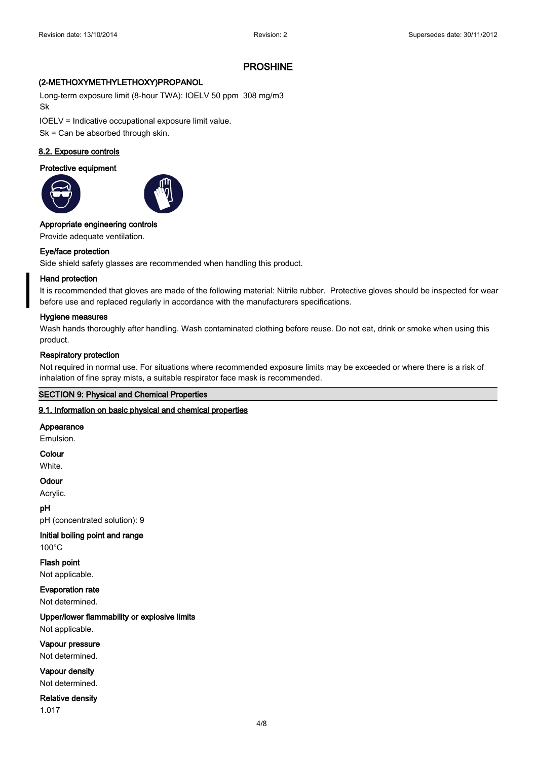**(2-METHOXYMETHYLETHOXY)PROPANOL**

Long-term exposure limit (8-hour TWA): IOELV 50 ppm 308 mg/m3
Sk

IOELV = Indicative occupational exposure limit value.
Sk = Can be absorbed through skin.

### 8.2. Exposure controls

**Protective equipment**

**Appropriate engineering controls**

Provide adequate ventilation.

**Eye/face protection**

Side shield safety glasses are recommended when handling this product.

**Hand protection**

It is recommended that gloves are made of the following material: Nitrile rubber. Protective gloves should be inspected for wear before use and replaced regularly in accordance with the manufacturers specifications.

**Hygiene measures**

Wash hands thoroughly after handling. Wash contaminated clothing before reuse. Do not eat, drink or smoke when using this product.

**Respiratory protection**

Not required in normal use. For situations where recommended exposure limits may be exceeded or where there is a risk of inhalation of fine spray mists, a suitable respirator face mask is recommended.

## SECTION 9: Physical and Chemical Properties

### 9.1. Information on basic physical and chemical properties

**Appearance**

Emulsion.

**Colour**

White.

**Odour**

Acrylic.

**pH**

pH (concentrated solution): 9

**Initial boiling point and range**

100°C

**Flash point**

Not applicable.

**Evaporation rate**

Not determined.

**Upper/lower flammability or explosive limits**

Not applicable.

**Vapour pressure**

Not determined.

**Vapour density**

Not determined.

**Relative density**

1.017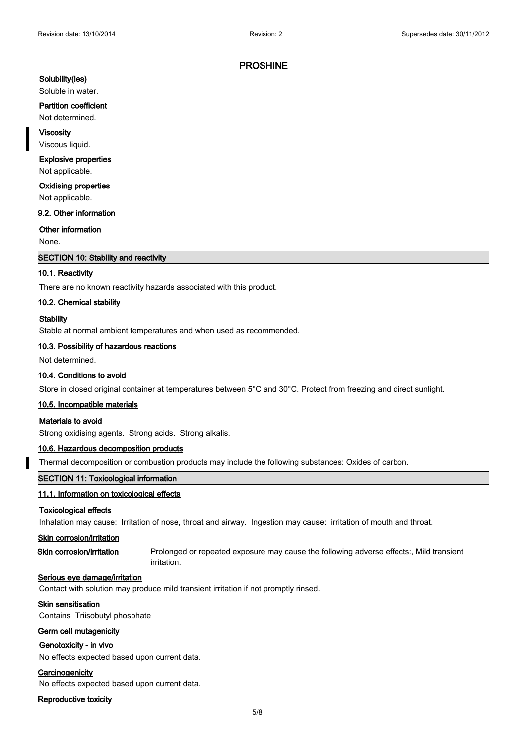# PROSHINE

**Solubility(ies)**

Soluble in water.

**Partition coefficient**

Not determined.

**Viscosity**

Viscous liquid.

**Explosive properties**

Not applicable.

**Oxidising properties**

Not applicable.

**9.2. Other information**

**Other information**

None.

## SECTION 10: Stability and reactivity

**10.1. Reactivity**

There are no known reactivity hazards associated with this product.

**10.2. Chemical stability**

**Stability**

Stable at normal ambient temperatures and when used as recommended.

**10.3. Possibility of hazardous reactions**

Not determined.

**10.4. Conditions to avoid**

Store in closed original container at temperatures between 5°C and 30°C. Protect from freezing and direct sunlight.

**10.5. Incompatible materials**

**Materials to avoid**

Strong oxidising agents. Strong acids. Strong alkalis.

**10.6. Hazardous decomposition products**

Thermal decomposition or combustion products may include the following substances: Oxides of carbon.

## SECTION 11: Toxicological information

**11.1. Information on toxicological effects**

**Toxicological effects**

Inhalation may cause: Irritation of nose, throat and airway. Ingestion may cause: irritation of mouth and throat.

**Skin corrosion/irritation**

**Skin corrosion/irritation** Prolonged or repeated exposure may cause the following adverse effects:, Mild transient irritation.

**Serious eye damage/irritation**

Contact with solution may produce mild transient irritation if not promptly rinsed.

**Skin sensitisation**

Contains Triisobutyl phosphate

**Germ cell mutagenicity**

**Genotoxicity - in vivo**

No effects expected based upon current data.

**Carcinogenicity**

No effects expected based upon current data.

**Reproductive toxicity**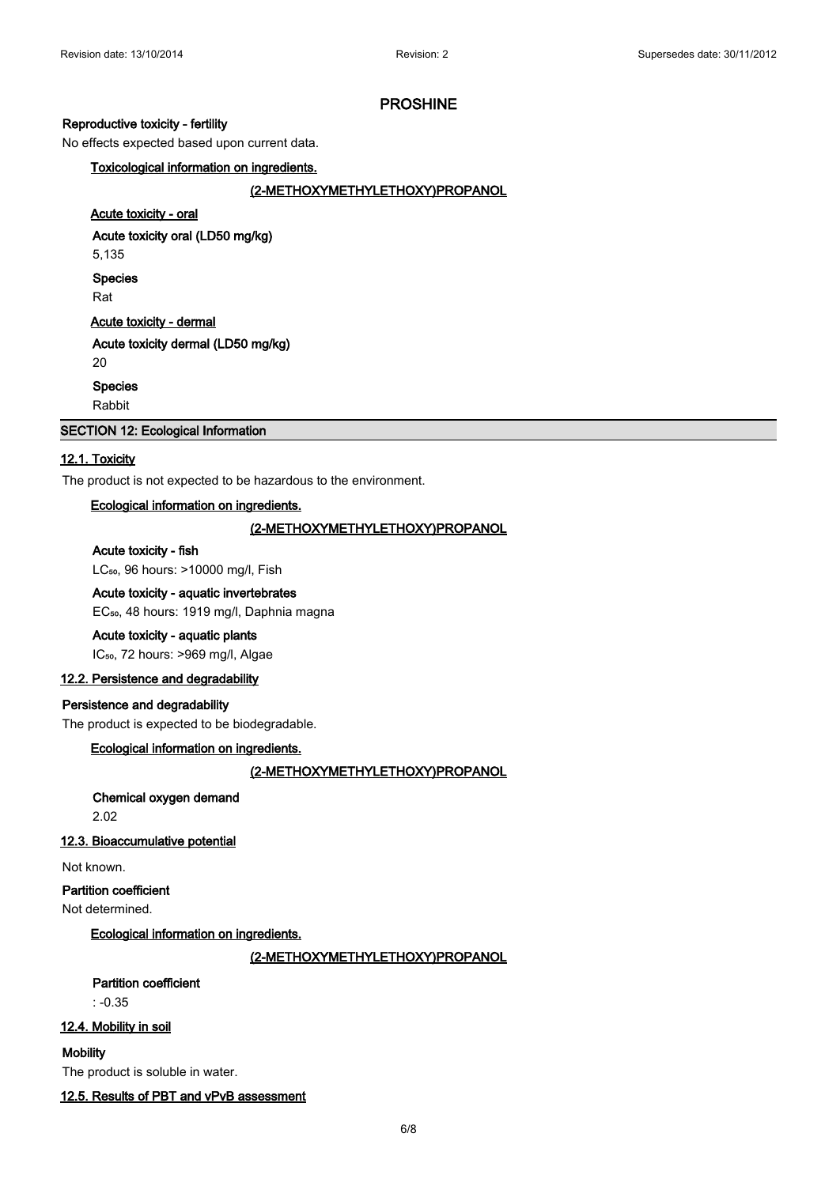# PROSHINE

**Reproductive toxicity - fertility**

No effects expected based upon current data.

**Toxicological information on ingredients.**

**(2-METHOXYMETHYLETHOXY)PROPANOL**

**Acute toxicity - oral**

**Acute toxicity oral (LD50 mg/kg)**

5,135

**Species**

Rat

**Acute toxicity - dermal**

**Acute toxicity dermal (LD50 mg/kg)**

20

**Species**

Rabbit

## SECTION 12: Ecological Information

### 12.1. Toxicity

The product is not expected to be hazardous to the environment.

**Ecological information on ingredients.**

**(2-METHOXYMETHYLETHOXY)PROPANOL**

**Acute toxicity - fish**

$LC_{50}$, 96 hours: >10000 mg/l, Fish

**Acute toxicity - aquatic invertebrates**

$EC_{50}$, 48 hours: 1919 mg/l, Daphnia magna

**Acute toxicity - aquatic plants**

$IC_{50}$, 72 hours: >969 mg/l, Algae

### 12.2. Persistence and degradability

**Persistence and degradability**

The product is expected to be biodegradable.

**Ecological information on ingredients.**

**(2-METHOXYMETHYLETHOXY)PROPANOL**

**Chemical oxygen demand**

2.02

### 12.3. Bioaccumulative potential

Not known.

**Partition coefficient**

Not determined.

**Ecological information on ingredients.**

**(2-METHOXYMETHYLETHOXY)PROPANOL**

**Partition coefficient**

: -0.35

### 12.4. Mobility in soil

**Mobility**

The product is soluble in water.

### 12.5. Results of PBT and vPvB assessment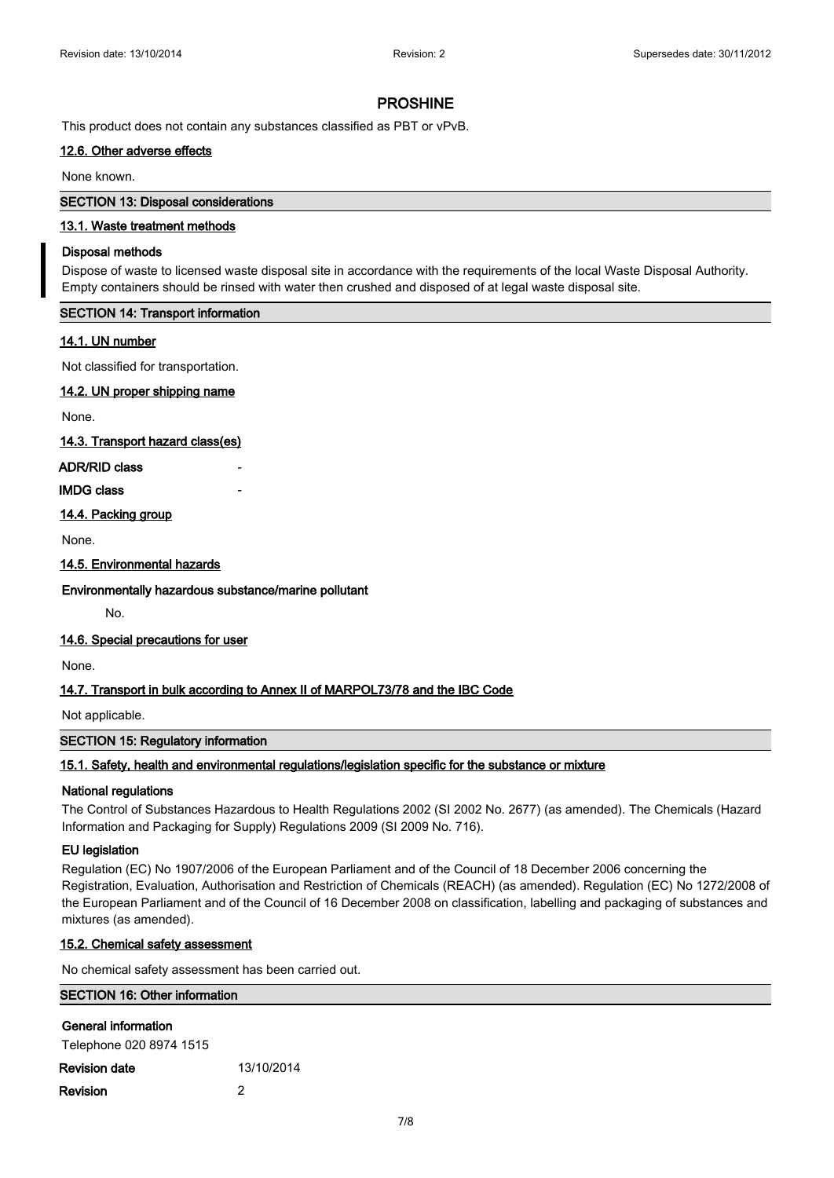# PROSHINE

This product does not contain any substances classified as PBT or vPvB.

### 12.6. Other adverse effects

None known.

## SECTION 13: Disposal considerations

### 13.1. Waste treatment methods

**Disposal methods**

Dispose of waste to licensed waste disposal site in accordance with the requirements of the local Waste Disposal Authority. Empty containers should be rinsed with water then crushed and disposed of at legal waste disposal site.

## SECTION 14: Transport information

### 14.1. UN number

Not classified for transportation.

### 14.2. UN proper shipping name

None.

### 14.3. Transport hazard class(es)

**ADR/RID class** -

**IMDG class** -

### 14.4. Packing group

None.

### 14.5. Environmental hazards

**Environmentally hazardous substance/marine pollutant**

No.

### 14.6. Special precautions for user

None.

### 14.7. Transport in bulk according to Annex II of MARPOL73/78 and the IBC Code

Not applicable.

## SECTION 15: Regulatory information

### 15.1. Safety, health and environmental regulations/legislation specific for the substance or mixture

**National regulations**

The Control of Substances Hazardous to Health Regulations 2002 (SI 2002 No. 2677) (as amended). The Chemicals (Hazard Information and Packaging for Supply) Regulations 2009 (SI 2009 No. 716).

**EU legislation**

Regulation (EC) No 1907/2006 of the European Parliament and of the Council of 18 December 2006 concerning the Registration, Evaluation, Authorisation and Restriction of Chemicals (REACH) (as amended). Regulation (EC) No 1272/2008 of the European Parliament and of the Council of 16 December 2008 on classification, labelling and packaging of substances and mixtures (as amended).

### 15.2. Chemical safety assessment

No chemical safety assessment has been carried out.

## SECTION 16: Other information

**General information**

Telephone 020 8974 1515

**Revision date** 13/10/2014

**Revision** 2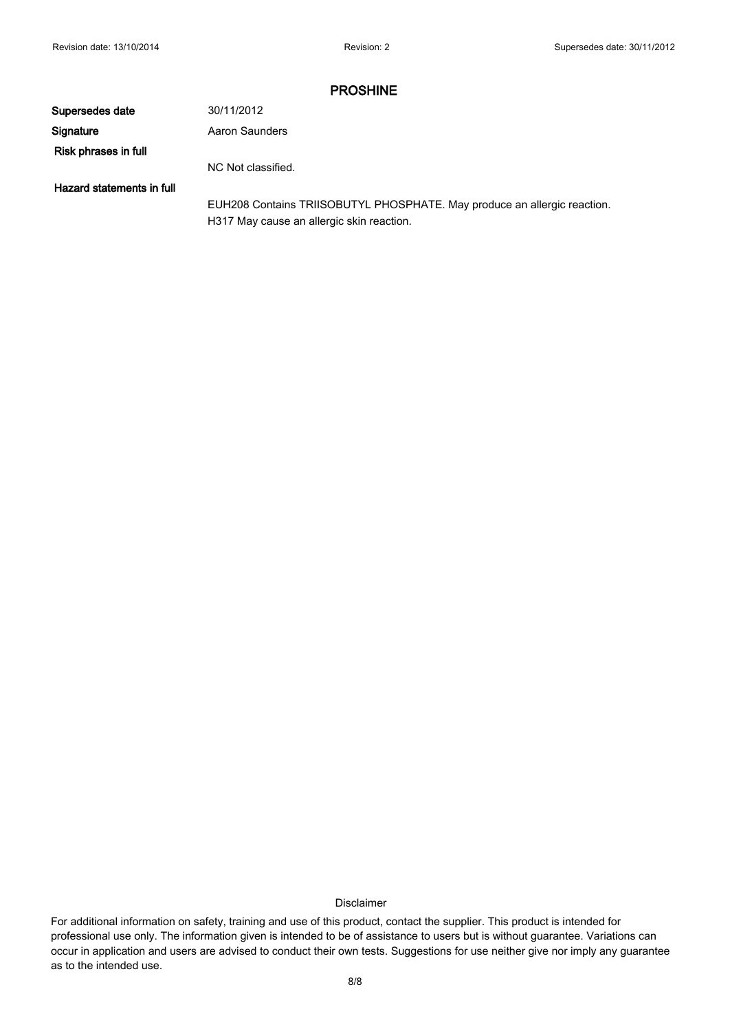## PROSHINE

| | |
|---|---|
| **Supersedes date** | 30/11/2012 |
| **Signature** | Aaron Saunders |

**Risk phrases in full**

NC Not classified.

**Hazard statements in full**

EUH208 Contains TRIISOBUTYL PHOSPHATE. May produce an allergic reaction.
H317 May cause an allergic skin reaction.

Disclaimer

For additional information on safety, training and use of this product, contact the supplier. This product is intended for professional use only. The information given is intended to be of assistance to users but is without guarantee. Variations can occur in application and users are advised to conduct their own tests. Suggestions for use neither give nor imply any guarantee as to the intended use.